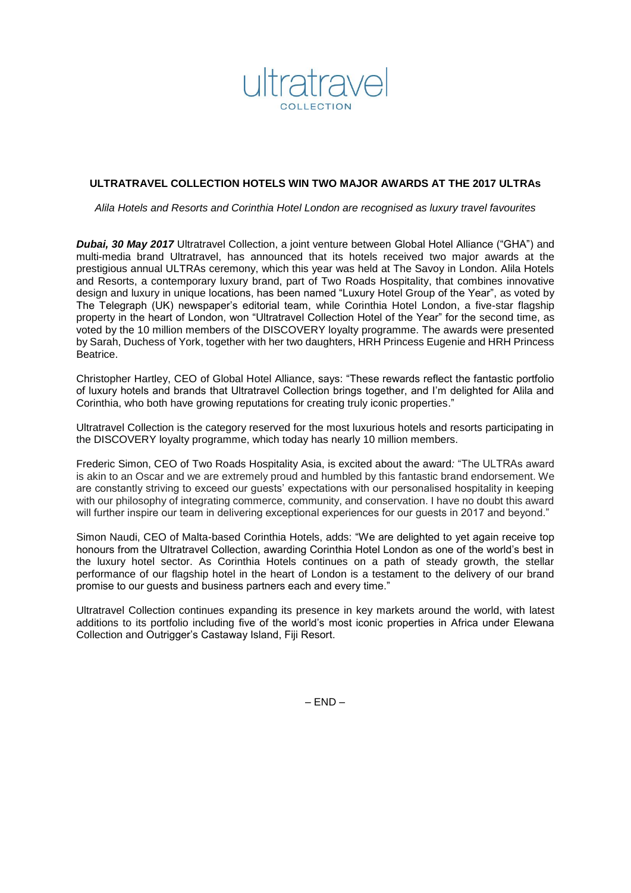ultratravel
COLLECTION

**ULTRATRAVEL COLLECTION HOTELS WIN TWO MAJOR AWARDS AT THE 2017 ULTRAs**

*Alila Hotels and Resorts and Corinthia Hotel London are recognised as luxury travel favourites*

***Dubai, 30 May 2017*** Ultratravel Collection, a joint venture between Global Hotel Alliance ("GHA") and multi-media brand Ultratravel, has announced that its hotels received two major awards at the prestigious annual ULTRAs ceremony, which this year was held at The Savoy in London. Alila Hotels and Resorts, a contemporary luxury brand, part of Two Roads Hospitality, that combines innovative design and luxury in unique locations, has been named "Luxury Hotel Group of the Year", as voted by The Telegraph (UK) newspaper's editorial team, while Corinthia Hotel London, a five-star flagship property in the heart of London, won "Ultratravel Collection Hotel of the Year" for the second time, as voted by the 10 million members of the DISCOVERY loyalty programme. The awards were presented by Sarah, Duchess of York, together with her two daughters, HRH Princess Eugenie and HRH Princess Beatrice.

Christopher Hartley, CEO of Global Hotel Alliance, says: "These rewards reflect the fantastic portfolio of luxury hotels and brands that Ultratravel Collection brings together, and I'm delighted for Alila and Corinthia, who both have growing reputations for creating truly iconic properties."

Ultratravel Collection is the category reserved for the most luxurious hotels and resorts participating in the DISCOVERY loyalty programme, which today has nearly 10 million members.

Frederic Simon, CEO of Two Roads Hospitality Asia, is excited about the award*:* "The ULTRAs award is akin to an Oscar and we are extremely proud and humbled by this fantastic brand endorsement. We are constantly striving to exceed our guests' expectations with our personalised hospitality in keeping with our philosophy of integrating commerce, community, and conservation. I have no doubt this award will further inspire our team in delivering exceptional experiences for our guests in 2017 and beyond."

Simon Naudi, CEO of Malta-based Corinthia Hotels, adds: "We are delighted to yet again receive top honours from the Ultratravel Collection, awarding Corinthia Hotel London as one of the world's best in the luxury hotel sector. As Corinthia Hotels continues on a path of steady growth, the stellar performance of our flagship hotel in the heart of London is a testament to the delivery of our brand promise to our guests and business partners each and every time."

Ultratravel Collection continues expanding its presence in key markets around the world, with latest additions to its portfolio including five of the world's most iconic properties in Africa under Elewana Collection and Outrigger's Castaway Island, Fiji Resort.

– END –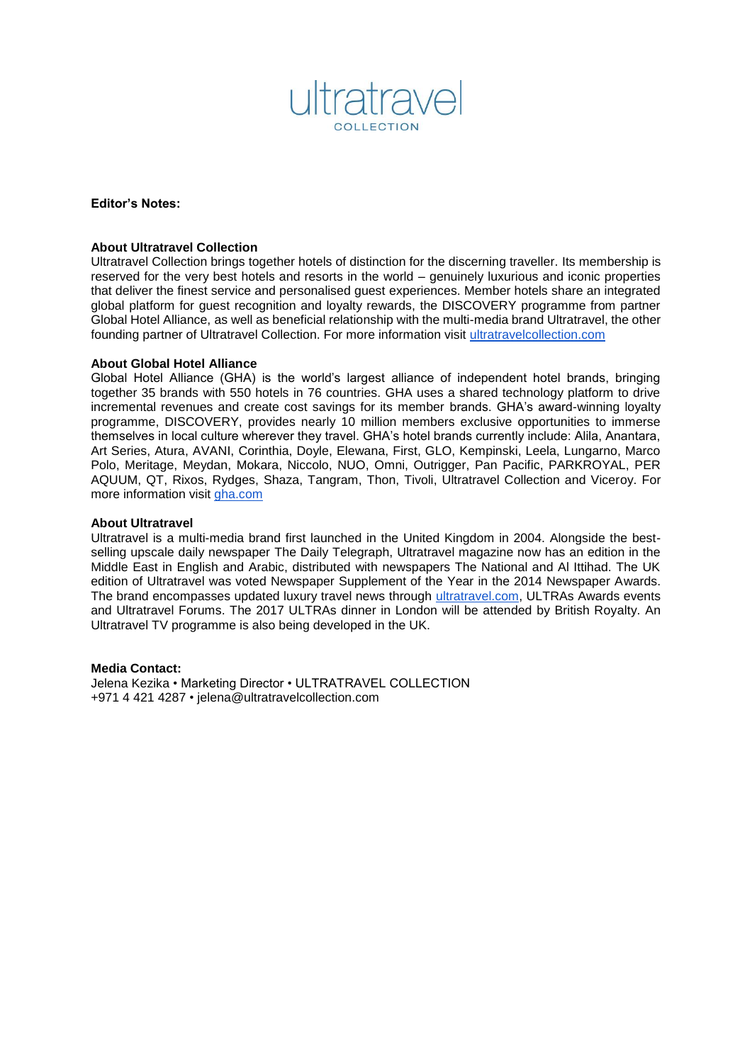ultratravel
COLLECTION

**Editor's Notes:**

**About Ultratravel Collection**
Ultratravel Collection brings together hotels of distinction for the discerning traveller. Its membership is reserved for the very best hotels and resorts in the world – genuinely luxurious and iconic properties that deliver the finest service and personalised guest experiences. Member hotels share an integrated global platform for guest recognition and loyalty rewards, the DISCOVERY programme from partner Global Hotel Alliance, as well as beneficial relationship with the multi-media brand Ultratravel, the other founding partner of Ultratravel Collection. For more information visit [ultratravelcollection.com](ultratravelcollection.com)

**About Global Hotel Alliance**
Global Hotel Alliance (GHA) is the world's largest alliance of independent hotel brands, bringing together 35 brands with 550 hotels in 76 countries. GHA uses a shared technology platform to drive incremental revenues and create cost savings for its member brands. GHA's award-winning loyalty programme, DISCOVERY, provides nearly 10 million members exclusive opportunities to immerse themselves in local culture wherever they travel. GHA's hotel brands currently include: Alila, Anantara, Art Series, Atura, AVANI, Corinthia, Doyle, Elewana, First, GLO, Kempinski, Leela, Lungarno, Marco Polo, Meritage, Meydan, Mokara, Niccolo, NUO, Omni, Outrigger, Pan Pacific, PARKROYAL, PER AQUUM, QT, Rixos, Rydges, Shaza, Tangram, Thon, Tivoli, Ultratravel Collection and Viceroy. For more information visit [gha.com](gha.com)

**About Ultratravel**
Ultratravel is a multi-media brand first launched in the United Kingdom in 2004. Alongside the best-selling upscale daily newspaper The Daily Telegraph, Ultratravel magazine now has an edition in the Middle East in English and Arabic, distributed with newspapers The National and Al Ittihad. The UK edition of Ultratravel was voted Newspaper Supplement of the Year in the 2014 Newspaper Awards. The brand encompasses updated luxury travel news through [ultratravel.com](ultratravel.com), ULTRAs Awards events and Ultratravel Forums. The 2017 ULTRAs dinner in London will be attended by British Royalty. An Ultratravel TV programme is also being developed in the UK.

**Media Contact:**
Jelena Kezika • Marketing Director • ULTRATRAVEL COLLECTION
+971 4 421 4287 • jelena@ultratravelcollection.com